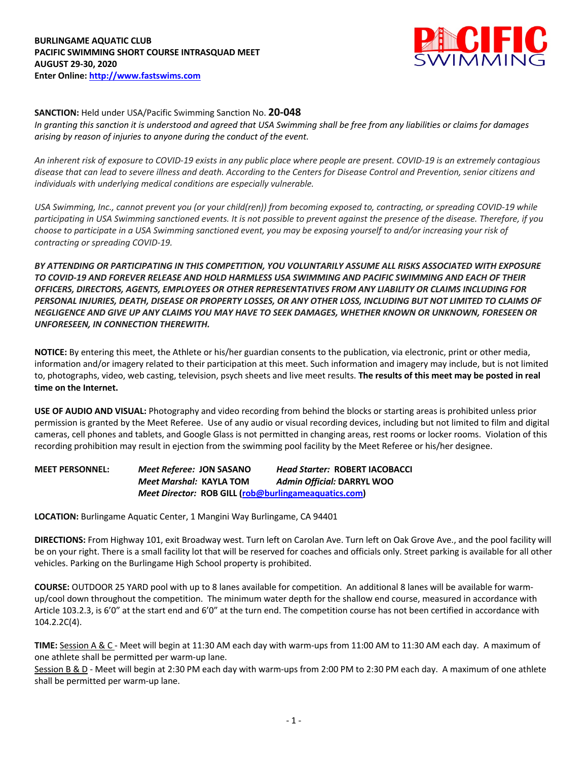**BURLINGAME AQUATIC CLUB**
**PACIFIC SWIMMING SHORT COURSE INTRASQUAD MEET**
**AUGUST 29-30, 2020**
**Enter Online: [http://www.fastswims.com](http://www.fastswims.com)**

**SANCTION:** Held under USA/Pacific Swimming Sanction No. **20-048**
*In granting this sanction it is understood and agreed that USA Swimming shall be free from any liabilities or claims for damages arising by reason of injuries to anyone during the conduct of the event.*

*An inherent risk of exposure to COVID-19 exists in any public place where people are present. COVID-19 is an extremely contagious disease that can lead to severe illness and death. According to the Centers for Disease Control and Prevention, senior citizens and individuals with underlying medical conditions are especially vulnerable.*

*USA Swimming, Inc., cannot prevent you (or your child(ren)) from becoming exposed to, contracting, or spreading COVID-19 while participating in USA Swimming sanctioned events. It is not possible to prevent against the presence of the disease. Therefore, if you choose to participate in a USA Swimming sanctioned event, you may be exposing yourself to and/or increasing your risk of contracting or spreading COVID-19.*

***BY ATTENDING OR PARTICIPATING IN THIS COMPETITION, YOU VOLUNTARILY ASSUME ALL RISKS ASSOCIATED WITH EXPOSURE TO COVID-19 AND FOREVER RELEASE AND HOLD HARMLESS USA SWIMMING AND PACIFIC SWIMMING AND EACH OF THEIR OFFICERS, DIRECTORS, AGENTS, EMPLOYEES OR OTHER REPRESENTATIVES FROM ANY LIABILITY OR CLAIMS INCLUDING FOR PERSONAL INJURIES, DEATH, DISEASE OR PROPERTY LOSSES, OR ANY OTHER LOSS, INCLUDING BUT NOT LIMITED TO CLAIMS OF NEGLIGENCE AND GIVE UP ANY CLAIMS YOU MAY HAVE TO SEEK DAMAGES, WHETHER KNOWN OR UNKNOWN, FORESEEN OR UNFORESEEN, IN CONNECTION THEREWITH.***

**NOTICE:** By entering this meet, the Athlete or his/her guardian consents to the publication, via electronic, print or other media, information and/or imagery related to their participation at this meet. Such information and imagery may include, but is not limited to, photographs, video, web casting, television, psych sheets and live meet results. **The results of this meet may be posted in real time on the Internet.**

**USE OF AUDIO AND VISUAL:** Photography and video recording from behind the blocks or starting areas is prohibited unless prior permission is granted by the Meet Referee. Use of any audio or visual recording devices, including but not limited to film and digital cameras, cell phones and tablets, and Google Glass is not permitted in changing areas, rest rooms or locker rooms. Violation of this recording prohibition may result in ejection from the swimming pool facility by the Meet Referee or his/her designee.

**MEET PERSONNEL:**
***Meet Referee:*** **JON SASANO** ***Head Starter:*** **ROBERT IACOBACCI**
***Meet Marshal:*** **KAYLA TOM** ***Admin Official:*** **DARRYL WOO**
***Meet Director:*** **ROB GILL ([rob@burlingameaquatics.com](mailto:rob@burlingameaquatics.com))**

**LOCATION:** Burlingame Aquatic Center, 1 Mangini Way Burlingame, CA 94401

**DIRECTIONS:** From Highway 101, exit Broadway west. Turn left on Carolan Ave. Turn left on Oak Grove Ave., and the pool facility will be on your right. There is a small facility lot that will be reserved for coaches and officials only. Street parking is available for all other vehicles. Parking on the Burlingame High School property is prohibited.

**COURSE:** OUTDOOR 25 YARD pool with up to 8 lanes available for competition. An additional 8 lanes will be available for warm-up/cool down throughout the competition. The minimum water depth for the shallow end course, measured in accordance with Article 103.2.3, is 6'0" at the start end and 6'0" at the turn end. The competition course has not been certified in accordance with 104.2.2C(4).

**TIME:** Session A & C - Meet will begin at 11:30 AM each day with warm-ups from 11:00 AM to 11:30 AM each day. A maximum of one athlete shall be permitted per warm-up lane.
Session B & D - Meet will begin at 2:30 PM each day with warm-ups from 2:00 PM to 2:30 PM each day. A maximum of one athlete shall be permitted per warm-up lane.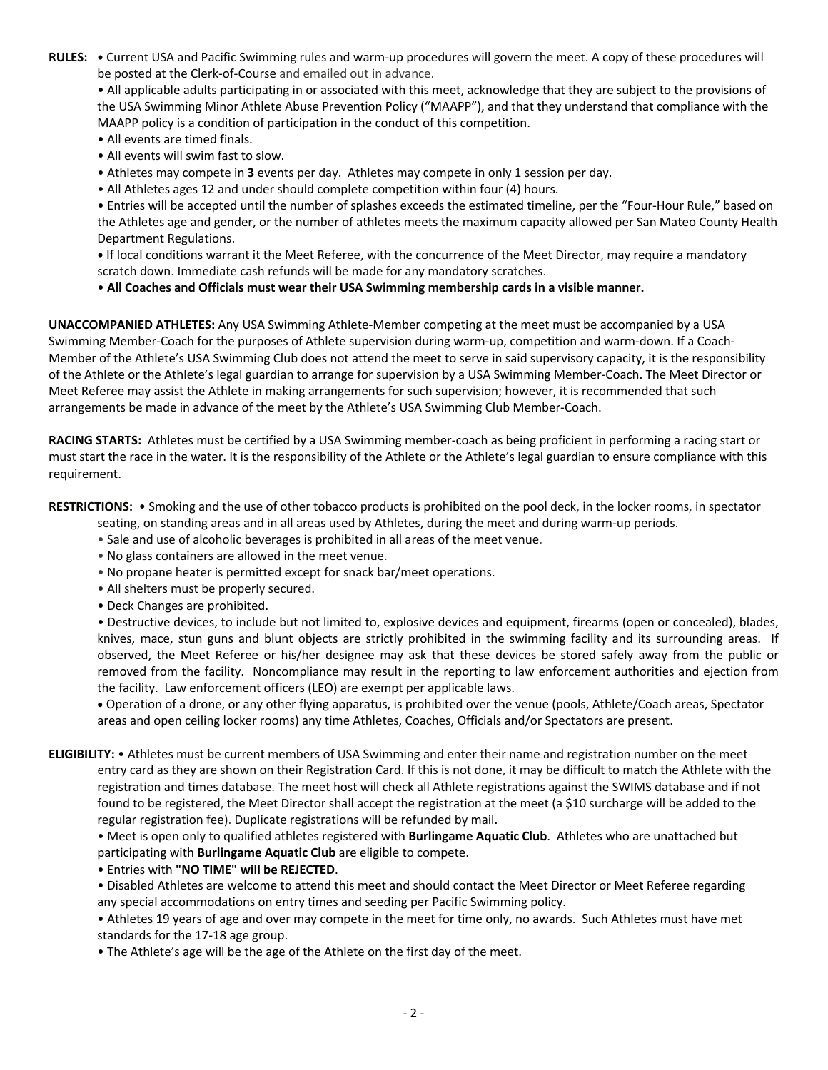**RULES:** • Current USA and Pacific Swimming rules and warm-up procedures will govern the meet. A copy of these procedures will be posted at the Clerk-of-Course and emailed out in advance.

• All applicable adults participating in or associated with this meet, acknowledge that they are subject to the provisions of the USA Swimming Minor Athlete Abuse Prevention Policy ("MAAPP"), and that they understand that compliance with the MAAPP policy is a condition of participation in the conduct of this competition.

• All events are timed finals.

• All events will swim fast to slow.

• Athletes may compete in **3** events per day. Athletes may compete in only 1 session per day.

• All Athletes ages 12 and under should complete competition within four (4) hours.

• Entries will be accepted until the number of splashes exceeds the estimated timeline, per the "Four-Hour Rule," based on the Athletes age and gender, or the number of athletes meets the maximum capacity allowed per San Mateo County Health Department Regulations.

• If local conditions warrant it the Meet Referee, with the concurrence of the Meet Director, may require a mandatory scratch down. Immediate cash refunds will be made for any mandatory scratches.

• **All Coaches and Officials must wear their USA Swimming membership cards in a visible manner.**

**UNACCOMPANIED ATHLETES:** Any USA Swimming Athlete-Member competing at the meet must be accompanied by a USA Swimming Member-Coach for the purposes of Athlete supervision during warm-up, competition and warm-down. If a Coach-Member of the Athlete's USA Swimming Club does not attend the meet to serve in said supervisory capacity, it is the responsibility of the Athlete or the Athlete's legal guardian to arrange for supervision by a USA Swimming Member-Coach. The Meet Director or Meet Referee may assist the Athlete in making arrangements for such supervision; however, it is recommended that such arrangements be made in advance of the meet by the Athlete's USA Swimming Club Member-Coach.

**RACING STARTS:** Athletes must be certified by a USA Swimming member-coach as being proficient in performing a racing start or must start the race in the water. It is the responsibility of the Athlete or the Athlete's legal guardian to ensure compliance with this requirement.

**RESTRICTIONS:** • Smoking and the use of other tobacco products is prohibited on the pool deck, in the locker rooms, in spectator seating, on standing areas and in all areas used by Athletes, during the meet and during warm-up periods.

• Sale and use of alcoholic beverages is prohibited in all areas of the meet venue.

• No glass containers are allowed in the meet venue.

• No propane heater is permitted except for snack bar/meet operations.

• All shelters must be properly secured.

• Deck Changes are prohibited.

• Destructive devices, to include but not limited to, explosive devices and equipment, firearms (open or concealed), blades, knives, mace, stun guns and blunt objects are strictly prohibited in the swimming facility and its surrounding areas. If observed, the Meet Referee or his/her designee may ask that these devices be stored safely away from the public or removed from the facility. Noncompliance may result in the reporting to law enforcement authorities and ejection from the facility. Law enforcement officers (LEO) are exempt per applicable laws.

• Operation of a drone, or any other flying apparatus, is prohibited over the venue (pools, Athlete/Coach areas, Spectator areas and open ceiling locker rooms) any time Athletes, Coaches, Officials and/or Spectators are present.

**ELIGIBILITY:** • Athletes must be current members of USA Swimming and enter their name and registration number on the meet entry card as they are shown on their Registration Card. If this is not done, it may be difficult to match the Athlete with the registration and times database. The meet host will check all Athlete registrations against the SWIMS database and if not found to be registered, the Meet Director shall accept the registration at the meet (a $10 surcharge will be added to the regular registration fee). Duplicate registrations will be refunded by mail.

• Meet is open only to qualified athletes registered with **Burlingame Aquatic Club**. Athletes who are unattached but participating with **Burlingame Aquatic Club** are eligible to compete.

• Entries with **"NO TIME" will be REJECTED**.

• Disabled Athletes are welcome to attend this meet and should contact the Meet Director or Meet Referee regarding any special accommodations on entry times and seeding per Pacific Swimming policy.

• Athletes 19 years of age and over may compete in the meet for time only, no awards. Such Athletes must have met standards for the 17-18 age group.

• The Athlete's age will be the age of the Athlete on the first day of the meet.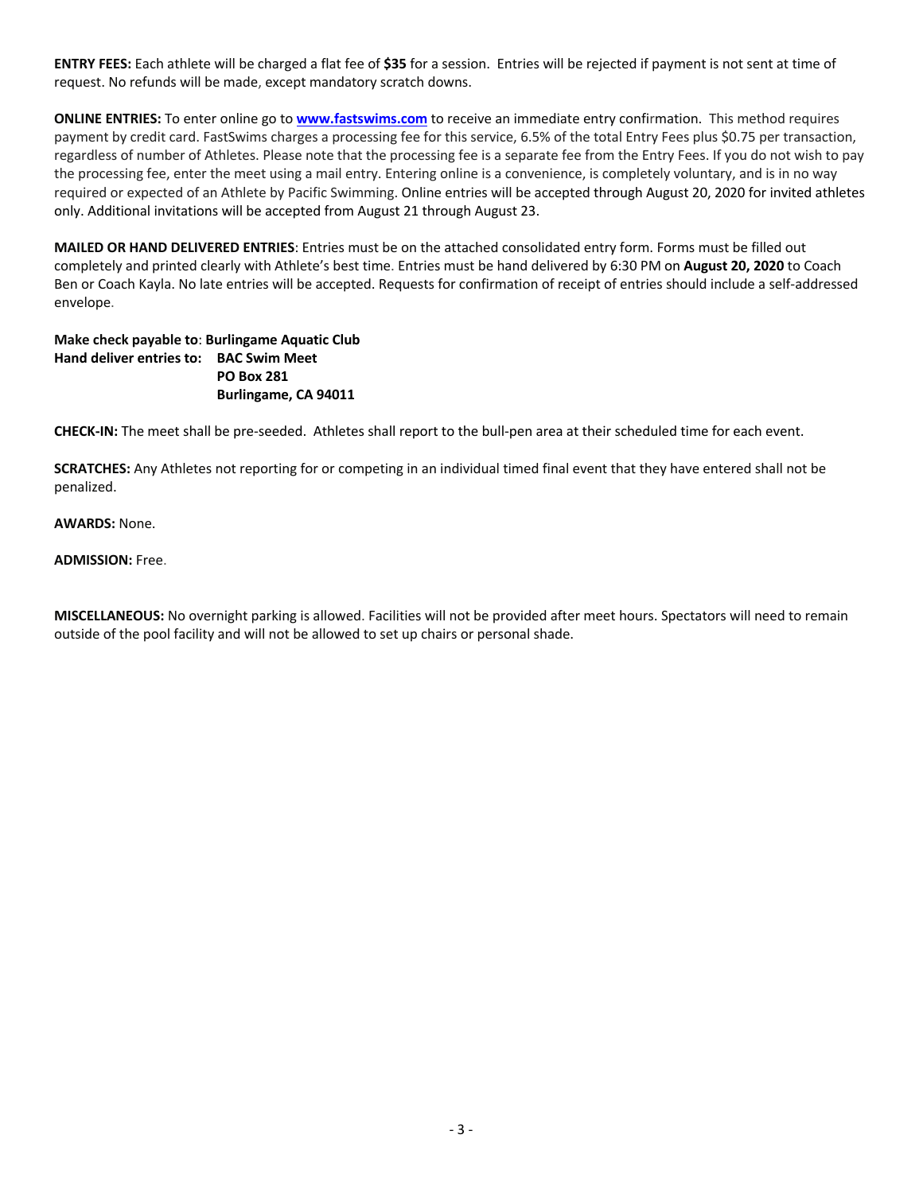**ENTRY FEES:** Each athlete will be charged a flat fee of **$35** for a session. Entries will be rejected if payment is not sent at time of request. No refunds will be made, except mandatory scratch downs.

**ONLINE ENTRIES:** To enter online go to **www.fastswims.com** to receive an immediate entry confirmation. This method requires payment by credit card. FastSwims charges a processing fee for this service, 6.5% of the total Entry Fees plus $0.75 per transaction, regardless of number of Athletes. Please note that the processing fee is a separate fee from the Entry Fees. If you do not wish to pay the processing fee, enter the meet using a mail entry. Entering online is a convenience, is completely voluntary, and is in no way required or expected of an Athlete by Pacific Swimming. Online entries will be accepted through August 20, 2020 for invited athletes only. Additional invitations will be accepted from August 21 through August 23.

**MAILED OR HAND DELIVERED ENTRIES**: Entries must be on the attached consolidated entry form. Forms must be filled out completely and printed clearly with Athlete's best time. Entries must be hand delivered by 6:30 PM on **August 20, 2020** to Coach Ben or Coach Kayla. No late entries will be accepted. Requests for confirmation of receipt of entries should include a self-addressed envelope.

**Make check payable to**: **Burlingame Aquatic Club**
**Hand deliver entries to: BAC Swim Meet**
**PO Box 281**
**Burlingame, CA 94011**

**CHECK-IN:** The meet shall be pre-seeded. Athletes shall report to the bull-pen area at their scheduled time for each event.

**SCRATCHES:** Any Athletes not reporting for or competing in an individual timed final event that they have entered shall not be penalized.

**AWARDS:** None.

**ADMISSION:** Free.

**MISCELLANEOUS:** No overnight parking is allowed. Facilities will not be provided after meet hours. Spectators will need to remain outside of the pool facility and will not be allowed to set up chairs or personal shade.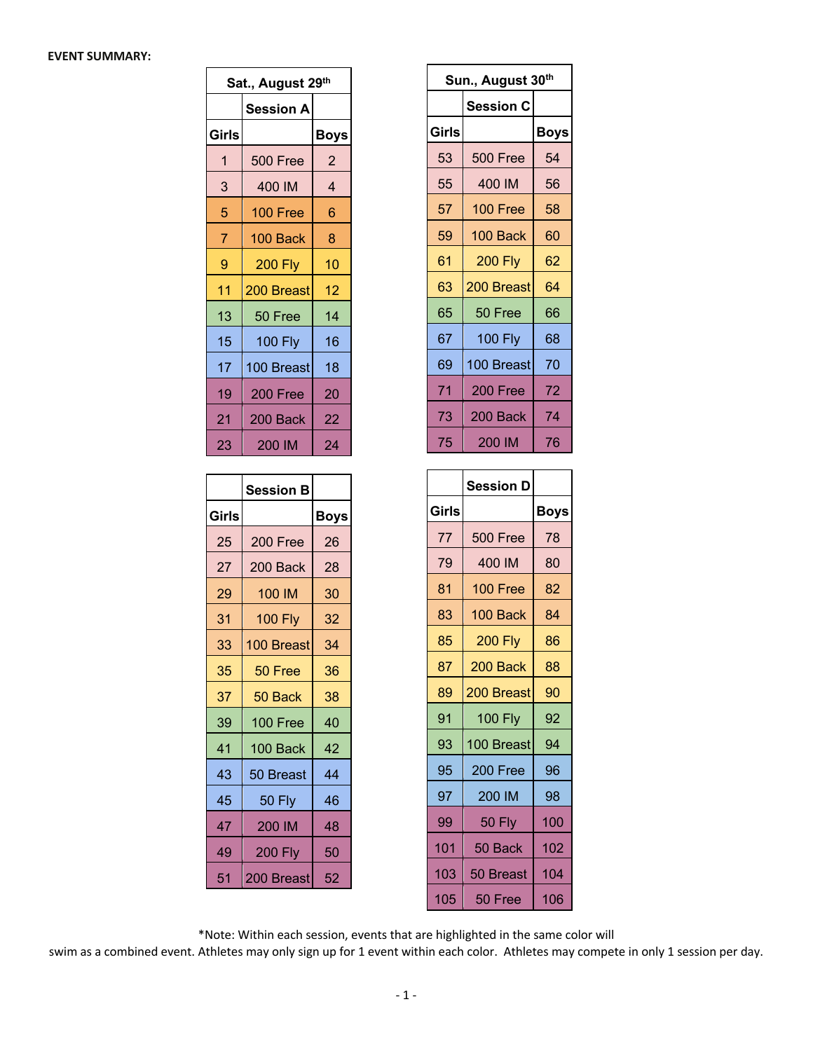**EVENT SUMMARY:**

**Sat., August 29th**

| Girls | Session A | Boys |
|---|---|---|
| 1 | 500 Free | 2 |
| 3 | 400 IM | 4 |
| 5 | 100 Free | 6 |
| 7 | 100 Back | 8 |
| 9 | 200 Fly | 10 |
| 11 | 200 Breast | 12 |
| 13 | 50 Free | 14 |
| 15 | 100 Fly | 16 |
| 17 | 100 Breast | 18 |
| 19 | 200 Free | 20 |
| 21 | 200 Back | 22 |
| 23 | 200 IM | 24 |

| Girls | Session B | Boys |
|---|---|---|
| 25 | 200 Free | 26 |
| 27 | 200 Back | 28 |
| 29 | 100 IM | 30 |
| 31 | 100 Fly | 32 |
| 33 | 100 Breast | 34 |
| 35 | 50 Free | 36 |
| 37 | 50 Back | 38 |
| 39 | 100 Free | 40 |
| 41 | 100 Back | 42 |
| 43 | 50 Breast | 44 |
| 45 | 50 Fly | 46 |
| 47 | 200 IM | 48 |
| 49 | 200 Fly | 50 |
| 51 | 200 Breast | 52 |

**Sun., August 30th**

| Girls | Session C | Boys |
|---|---|---|
| 53 | 500 Free | 54 |
| 55 | 400 IM | 56 |
| 57 | 100 Free | 58 |
| 59 | 100 Back | 60 |
| 61 | 200 Fly | 62 |
| 63 | 200 Breast | 64 |
| 65 | 50 Free | 66 |
| 67 | 100 Fly | 68 |
| 69 | 100 Breast | 70 |
| 71 | 200 Free | 72 |
| 73 | 200 Back | 74 |
| 75 | 200 IM | 76 |

| Girls | Session D | Boys |
|---|---|---|
| 77 | 500 Free | 78 |
| 79 | 400 IM | 80 |
| 81 | 100 Free | 82 |
| 83 | 100 Back | 84 |
| 85 | 200 Fly | 86 |
| 87 | 200 Back | 88 |
| 89 | 200 Breast | 90 |
| 91 | 100 Fly | 92 |
| 93 | 100 Breast | 94 |
| 95 | 200 Free | 96 |
| 97 | 200 IM | 98 |
| 99 | 50 Fly | 100 |
| 101 | 50 Back | 102 |
| 103 | 50 Breast | 104 |
| 105 | 50 Free | 106 |

*Note: Within each session, events that are highlighted in the same color will swim as a combined event. Athletes may only sign up for 1 event within each color. Athletes may compete in only 1 session per day.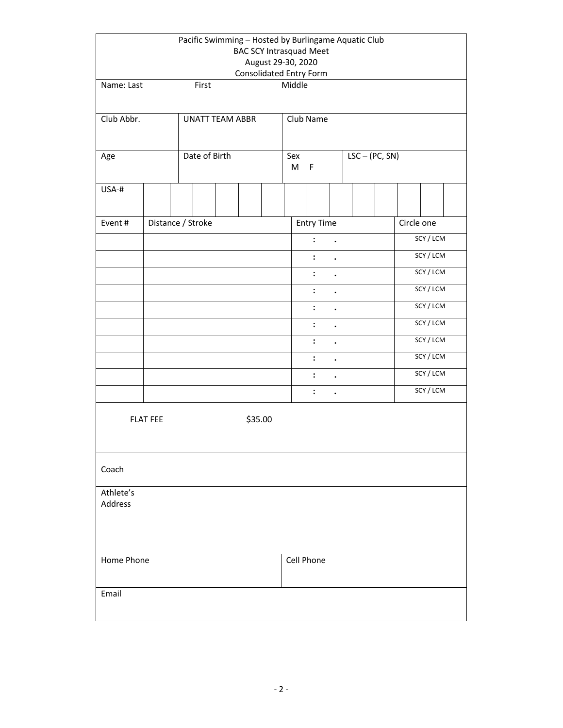Pacific Swimming – Hosted by Burlingame Aquatic Club
BAC SCY Intrasquad Meet
August 29-30, 2020
Consolidated Entry Form

| Name: Last | First | Middle |
|---|---|---|
| | | |

| Club Abbr. | UNATT TEAM ABBR | Club Name |
|---|---|---|
| | | |

| Age | Date of Birth | Sex M F | LSC – (PC, SN) |
|---|---|---|---|
| | | | |

| USA-# | | | | | | | | | | | | | | |
|---|---|---|---|---|---|---|---|---|---|---|---|---|---|---|
| | | | | | | | | | | | | | | |

| Event # | Distance / Stroke | Entry Time | Circle one |
|---|---|---|---|
| | | : . | SCY / LCM |
| | | : . | SCY / LCM |
| | | : . | SCY / LCM |
| | | : . | SCY / LCM |
| | | : . | SCY / LCM |
| | | : . | SCY / LCM |
| | | : . | SCY / LCM |
| | | : . | SCY / LCM |
| | | : . | SCY / LCM |
| | | : . | SCY / LCM |

FLAT FEE $35.00

Coach

Athlete's Address

| Home Phone | Cell Phone |
|---|---|
| | |

Email